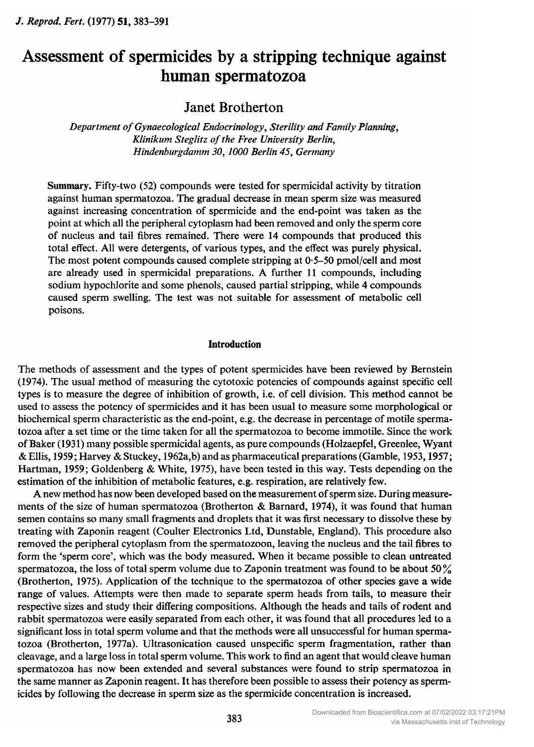# Assessment of spermicides by a stripping technique against human spermatozoa

## Janet Brotherton

*Department of Gynaecological Endocrinology, Sterility and Family Planning, Klinikum Steglitz of the Free University Berlin, Hindenburgdamm 30, 1000 Berlin 45, Germany*

**Summary.** Fifty-two (52) compounds were tested for spermicidal activity by titration against human spermatozoa. The gradual decrease in mean sperm size was measured against increasing concentration of spermicide and the end-point was taken as the point at which all the peripheral cytoplasm had been removed and only the sperm core of nucleus and tail fibres remained. There were 14 compounds that produced this total effect. All were detergents, of various types, and the effect was purely physical. The most potent compounds caused complete stripping at 0·5–50 pmol/cell and most are already used in spermicidal preparations. A further 11 compounds, including sodium hypochlorite and some phenols, caused partial stripping, while 4 compounds caused sperm swelling. The test was not suitable for assessment of metabolic cell poisons.

## Introduction

The methods of assessment and the types of potent spermicides have been reviewed by Bernstein (1974). The usual method of measuring the cytotoxic potencies of compounds against specific cell types is to measure the degree of inhibition of growth, i.e. of cell division. This method cannot be used to assess the potency of spermicides and it has been usual to measure some morphological or biochemical sperm characteristic as the end-point, e.g. the decrease in percentage of motile spermatozoa after a set time or the time taken for all the spermatozoa to become immotile. Since the work of Baker (1931) many possible spermicidal agents, as pure compounds (Holzaepfel, Greenlee, Wyant & Ellis, 1959; Harvey & Stuckey, 1962a,b) and as pharmaceutical preparations (Gamble, 1953, 1957; Hartman, 1959; Goldenberg & White, 1975), have been tested in this way. Tests depending on the estimation of the inhibition of metabolic features, e.g. respiration, are relatively few.

A new method has now been developed based on the measurement of sperm size. During measurements of the size of human spermatozoa (Brotherton & Barnard, 1974), it was found that human semen contains so many small fragments and droplets that it was first necessary to dissolve these by treating with Zaponin reagent (Coulter Electronics Ltd, Dunstable, England). This procedure also removed the peripheral cytoplasm from the spermatozoon, leaving the nucleus and the tail fibres to form the 'sperm core', which was the body measured. When it became possible to clean untreated spermatozoa, the loss of total sperm volume due to Zaponin treatment was found to be about 50% (Brotherton, 1975). Application of the technique to the spermatozoa of other species gave a wide range of values. Attempts were then made to separate sperm heads from tails, to measure their respective sizes and study their differing compositions. Although the heads and tails of rodent and rabbit spermatozoa were easily separated from each other, it was found that all procedures led to a significant loss in total sperm volume and that the methods were all unsuccessful for human spermatozoa (Brotherton, 1977a). Ultrasonication caused unspecific sperm fragmentation, rather than cleavage, and a large loss in total sperm volume. This work to find an agent that would cleave human spermatozoa has now been extended and several substances were found to strip spermatozoa in the same manner as Zaponin reagent. It has therefore been possible to assess their potency as spermicides by following the decrease in sperm size as the spermicide concentration is increased.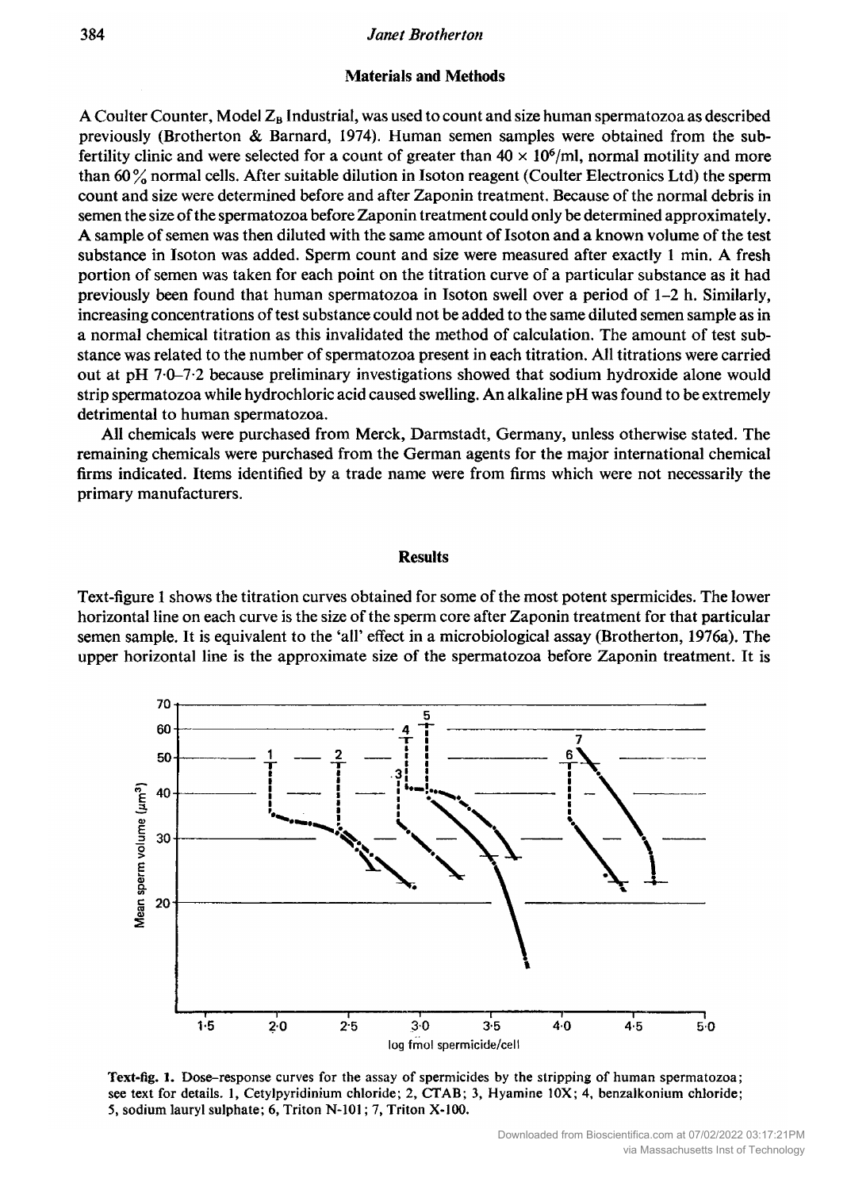## Materials and Methods

A Coulter Counter, Model $Z_B$ Industrial, was used to count and size human spermatozoa as described previously (Brotherton & Barnard, 1974). Human semen samples were obtained from the subfertility clinic and were selected for a count of greater than $40 \times 10^6$/ml, normal motility and more than 60% normal cells. After suitable dilution in Isoton reagent (Coulter Electronics Ltd) the sperm count and size were determined before and after Zaponin treatment. Because of the normal debris in semen the size of the spermatozoa before Zaponin treatment could only be determined approximately. A sample of semen was then diluted with the same amount of Isoton and a known volume of the test substance in Isoton was added. Sperm count and size were measured after exactly 1 min. A fresh portion of semen was taken for each point on the titration curve of a particular substance as it had previously been found that human spermatozoa in Isoton swell over a period of 1–2 h. Similarly, increasing concentrations of test substance could not be added to the same diluted semen sample as in a normal chemical titration as this invalidated the method of calculation. The amount of test substance was related to the number of spermatozoa present in each titration. All titrations were carried out at pH 7·0–7·2 because preliminary investigations showed that sodium hydroxide alone would strip spermatozoa while hydrochloric acid caused swelling. An alkaline pH was found to be extremely detrimental to human spermatozoa.

All chemicals were purchased from Merck, Darmstadt, Germany, unless otherwise stated. The remaining chemicals were purchased from the German agents for the major international chemical firms indicated. Items identified by a trade name were from firms which were not necessarily the primary manufacturers.

## Results

Text-figure 1 shows the titration curves obtained for some of the most potent spermicides. The lower horizontal line on each curve is the size of the sperm core after Zaponin treatment for that particular semen sample. It is equivalent to the 'all' effect in a microbiological assay (Brotherton, 1976a). The upper horizontal line is the approximate size of the spermatozoa before Zaponin treatment. It is

**Text-fig. 1.** Dose–response curves for the assay of spermicides by the stripping of human spermatozoa; see text for details. 1, Cetylpyridinium chloride; 2, CTAB; 3, Hyamine 10X; 4, benzalkonium chloride; 5, sodium lauryl sulphate; 6, Triton N-101; 7, Triton X-100.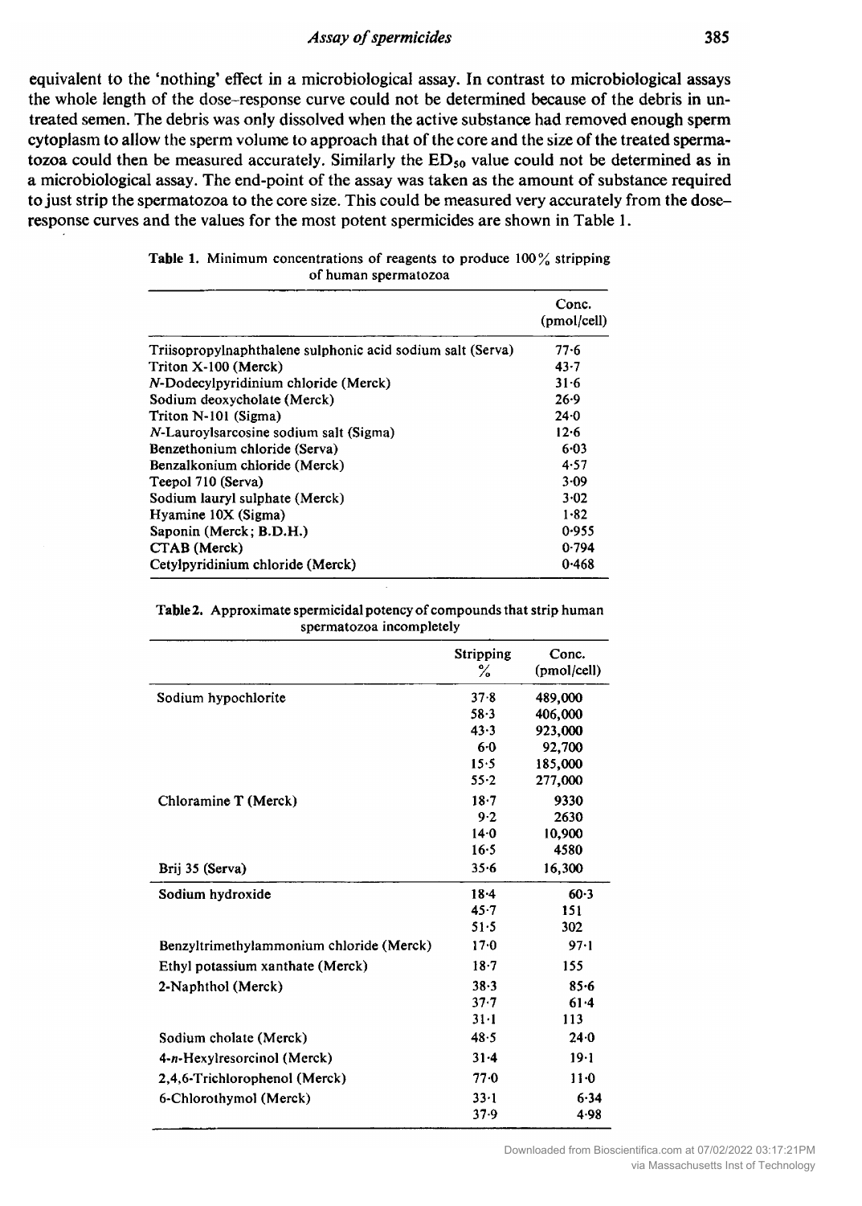equivalent to the 'nothing' effect in a microbiological assay. In contrast to microbiological assays the whole length of the dose–response curve could not be determined because of the debris in untreated semen. The debris was only dissolved when the active substance had removed enough sperm cytoplasm to allow the sperm volume to approach that of the core and the size of the treated spermatozoa could then be measured accurately. Similarly the $ED_{50}$ value could not be determined as in a microbiological assay. The end-point of the assay was taken as the amount of substance required to just strip the spermatozoa to the core size. This could be measured very accurately from the dose–response curves and the values for the most potent spermicides are shown in Table 1.

**Table 1.** Minimum concentrations of reagents to produce 100% stripping of human spermatozoa

| | Conc. (pmol/cell) |
|---|---|
| Triisopropylnaphthalene sulphonic acid sodium salt (Serva) | 77·6 |
| Triton X-100 (Merck) | 43·7 |
| *N*-Dodecylpyridinium chloride (Merck) | 31·6 |
| Sodium deoxycholate (Merck) | 26·9 |
| Triton N-101 (Sigma) | 24·0 |
| *N*-Lauroylsarcosine sodium salt (Sigma) | 12·6 |
| Benzethonium chloride (Serva) | 6·03 |
| Benzalkonium chloride (Merck) | 4·57 |
| Teepol 710 (Serva) | 3·09 |
| Sodium lauryl sulphate (Merck) | 3·02 |
| Hyamine 10X (Sigma) | 1·82 |
| Saponin (Merck; B.D.H.) | 0·955 |
| CTAB (Merck) | 0·794 |
| Cetylpyridinium chloride (Merck) | 0·468 |

**Table 2.** Approximate spermicidal potency of compounds that strip human spermatozoa incompletely

| | Stripping % | Conc. (pmol/cell) |
|---|---|---|
| Sodium hypochlorite | 37·8 | 489,000 |
| | 58·3 | 406,000 |
| | 43·3 | 923,000 |
| | 6·0 | 92,700 |
| | 15·5 | 185,000 |
| | 55·2 | 277,000 |
| Chloramine T (Merck) | 18·7 | 9330 |
| | 9·2 | 2630 |
| | 14·0 | 10,900 |
| | 16·5 | 4580 |
| Brij 35 (Serva) | 35·6 | 16,300 |
| Sodium hydroxide | 18·4 | 60·3 |
| | 45·7 | 151 |
| | 51·5 | 302 |
| Benzyltrimethylammonium chloride (Merck) | 17·0 | 97·1 |
| Ethyl potassium xanthate (Merck) | 18·7 | 155 |
| 2-Naphthol (Merck) | 38·3 | 85·6 |
| | 37·7 | 61·4 |
| | 31·1 | 113 |
| Sodium cholate (Merck) | 48·5 | 24·0 |
| 4-*n*-Hexylresorcinol (Merck) | 31·4 | 19·1 |
| 2,4,6-Trichlorophenol (Merck) | 77·0 | 11·0 |
| 6-Chlorothymol (Merck) | 33·1 | 6·34 |
| | 37·9 | 4·98 |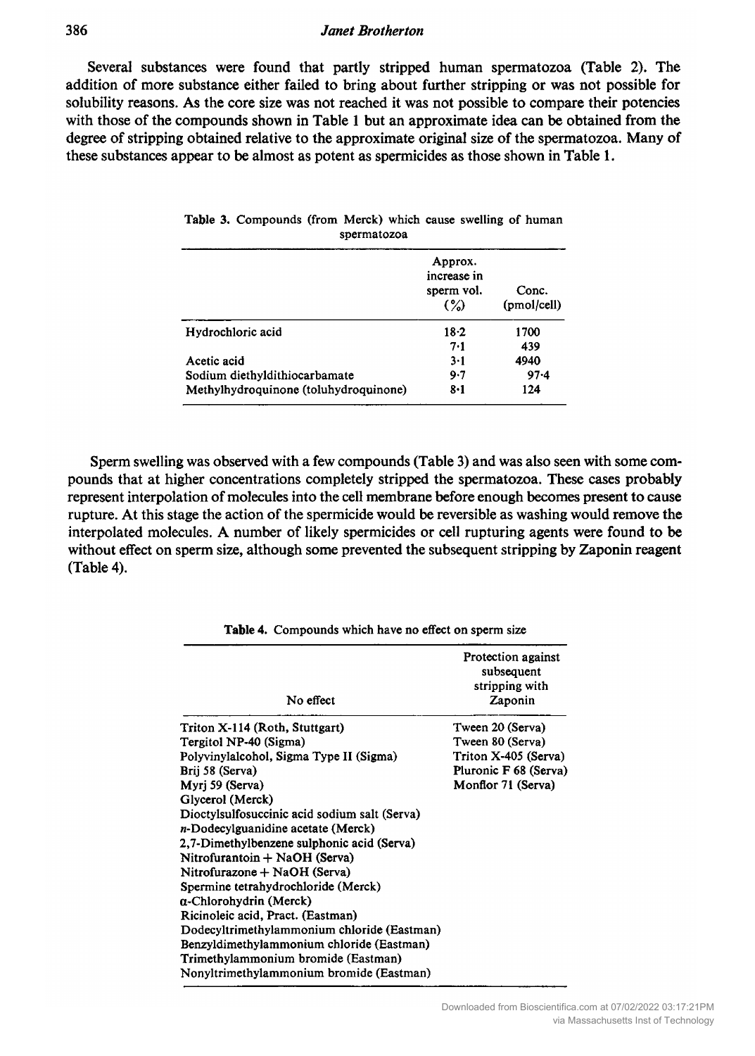Several substances were found that partly stripped human spermatozoa (Table 2). The addition of more substance either failed to bring about further stripping or was not possible for solubility reasons. As the core size was not reached it was not possible to compare their potencies with those of the compounds shown in Table 1 but an approximate idea can be obtained from the degree of stripping obtained relative to the approximate original size of the spermatozoa. Many of these substances appear to be almost as potent as spermicides as those shown in Table 1.

**Table 3.** Compounds (from Merck) which cause swelling of human spermatozoa

| | Approx. increase in sperm vol. (%) | Conc. (pmol/cell) |
|---|---|---|
| Hydrochloric acid | 18·2 | 1700 |
| | 7·1 | 439 |
| Acetic acid | 3·1 | 4940 |
| Sodium diethyldithiocarbamate | 9·7 | 97·4 |
| Methylhydroquinone (toluhydroquinone) | 8·1 | 124 |

Sperm swelling was observed with a few compounds (Table 3) and was also seen with some compounds that at higher concentrations completely stripped the spermatozoa. These cases probably represent interpolation of molecules into the cell membrane before enough becomes present to cause rupture. At this stage the action of the spermicide would be reversible as washing would remove the interpolated molecules. A number of likely spermicides or cell rupturing agents were found to be without effect on sperm size, although some prevented the subsequent stripping by Zaponin reagent (Table 4).

**Table 4.** Compounds which have no effect on sperm size

| No effect | Protection against subsequent stripping with Zaponin |
|---|---|
| Triton X-114 (Roth, Stuttgart) | Tween 20 (Serva) |
| Tergitol NP-40 (Sigma) | Tween 80 (Serva) |
| Polyvinylalcohol, Sigma Type II (Sigma) | Triton X-405 (Serva) |
| Brij 58 (Serva) | Pluronic F 68 (Serva) |
| Myrj 59 (Serva) | Monflor 71 (Serva) |
| Glycerol (Merck) | |
| Dioctylsulfosuccinic acid sodium salt (Serva) | |
| *n*-Dodecylguanidine acetate (Merck) | |
| 2,7-Dimethylbenzene sulphonic acid (Serva) | |
| Nitrofurantoin + NaOH (Serva) | |
| Nitrofurazone + NaOH (Serva) | |
| Spermine tetrahydrochloride (Merck) | |
| α-Chlorohydrin (Merck) | |
| Ricinoleic acid, Pract. (Eastman) | |
| Dodecyltrimethylammonium chloride (Eastman) | |
| Benzyldimethylammonium chloride (Eastman) | |
| Trimethylammonium bromide (Eastman) | |
| Nonyltrimethylammonium bromide (Eastman) | |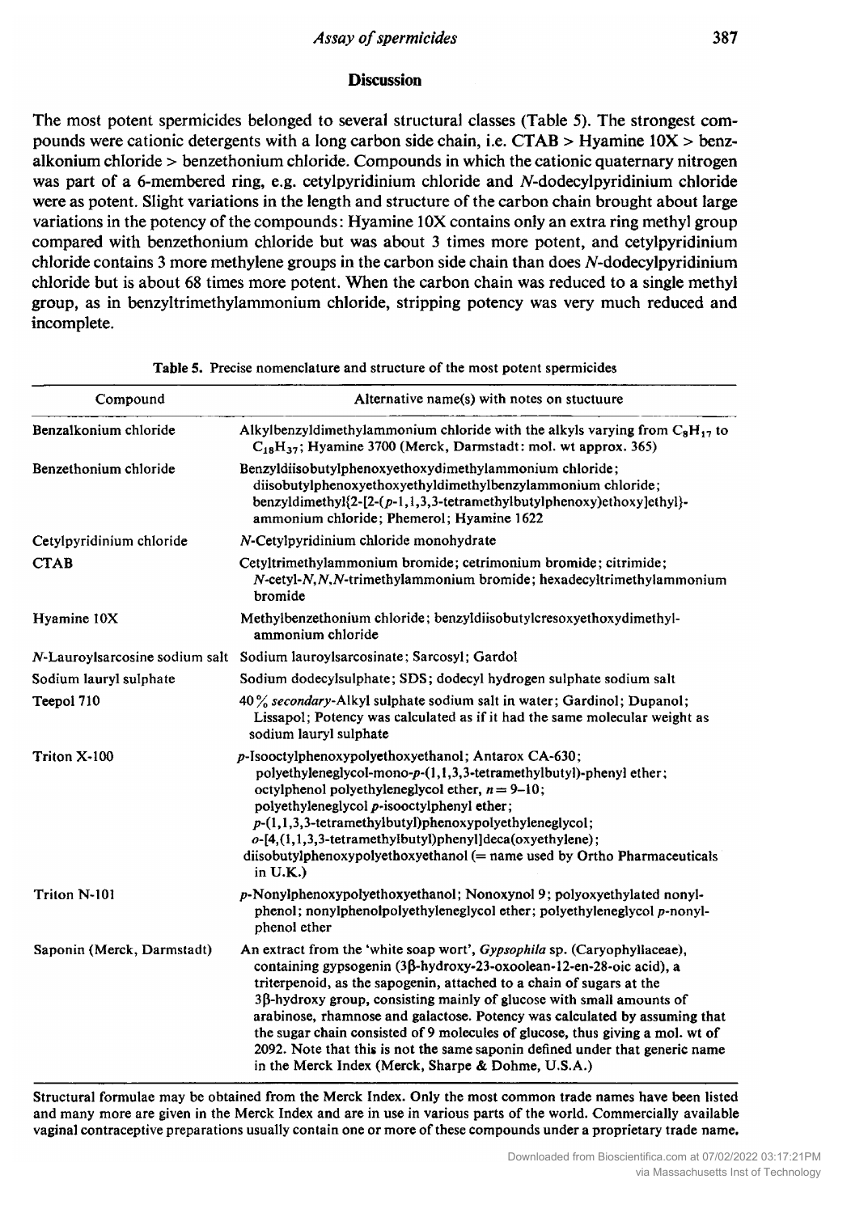## Discussion

The most potent spermicides belonged to several structural classes (Table 5). The strongest compounds were cationic detergents with a long carbon side chain, i.e. CTAB > Hyamine 10X > benzalkonium chloride > benzethonium chloride. Compounds in which the cationic quaternary nitrogen was part of a 6-membered ring, e.g. cetylpyridinium chloride and *N*-dodecylpyridinium chloride were as potent. Slight variations in the length and structure of the carbon chain brought about large variations in the potency of the compounds: Hyamine 10X contains only an extra ring methyl group compared with benzethonium chloride but was about 3 times more potent, and cetylpyridinium chloride contains 3 more methylene groups in the carbon side chain than does *N*-dodecylpyridinium chloride but is about 68 times more potent. When the carbon chain was reduced to a single methyl group, as in benzyltrimethylammonium chloride, stripping potency was very much reduced and incomplete.

**Table 5.** Precise nomenclature and structure of the most potent spermicides

| Compound | Alternative name(s) with notes on stuctuure |
|---|---|
| Benzalkonium chloride | Alkylbenzyldimethylammonium chloride with the alkyls varying from $C_8H_{17}$ to $C_{18}H_{37}$; Hyamine 3700 (Merck, Darmstadt: mol. wt approx. 365) |
| Benzethonium chloride | Benzyldiisobutylphenoxyethoxydimethylammonium chloride; diisobutylphenoxyethoxyethyldimethylbenzylammonium chloride; benzyldimethyl{2-[2-(*p*-1,1,3,3-tetramethylbutylphenoxy)ethoxy]ethyl}-ammonium chloride; Phemerol; Hyamine 1622 |
| Cetylpyridinium chloride | *N*-Cetylpyridinium chloride monohydrate |
| CTAB | Cetyltrimethylammonium bromide; cetrimonium bromide; citrimide; *N*-cetyl-*N*,*N*,*N*-trimethylammonium bromide; hexadecyltrimethylammonium bromide |
| Hyamine 10X | Methylbenzethonium chloride; benzyldiisobutylcresoxyethoxydimethyl-ammonium chloride |
| *N*-Lauroylsarcosine sodium salt | Sodium lauroylsarcosinate; Sarcosyl; Gardol |
| Sodium lauryl sulphate | Sodium dodecylsulphate; SDS; dodecyl hydrogen sulphate sodium salt |
| Teepol 710 | 40% *secondary*-Alkyl sulphate sodium salt in water; Gardinol; Dupanol; Lissapol; Potency was calculated as if it had the same molecular weight as sodium lauryl sulphate |
| Triton X-100 | *p*-Isooctylphenoxypolyethoxyethanol; Antarox CA-630; polyethyleneglycol-mono-*p*-(1,1,3,3-tetramethylbutyl)-phenyl ether; octylphenol polyethyleneglycol ether, $n = 9$–$10$; polyethyleneglycol *p*-isooctylphenyl ether; *p*-(1,1,3,3-tetramethylbutyl)phenoxypolyethyleneglycol; *o*-[4,(1,1,3,3-tetramethylbutyl)phenyl]deca(oxyethylene); diisobutylphenoxypolyethoxyethanol (= name used by Ortho Pharmaceuticals in U.K.) |
| Triton N-101 | *p*-Nonylphenoxypolyethoxyethanol; Nonoxynol 9; polyoxyethylated nonylphenol; nonylphenolpolyethyleneglycol ether; polyethyleneglycol *p*-nonylphenol ether |
| Saponin (Merck, Darmstadt) | An extract from the 'white soap wort', *Gypsophila* sp. (Caryophyllaceae), containing gypsogenin (3β-hydroxy-23-oxoolean-12-en-28-oic acid), a triterpenoid, as the sapogenin, attached to a chain of sugars at the 3β-hydroxy group, consisting mainly of glucose with small amounts of arabinose, rhamnose and galactose. Potency was calculated by assuming that the sugar chain consisted of 9 molecules of glucose, thus giving a mol. wt of 2092. Note that this is not the same saponin defined under that generic name in the Merck Index (Merck, Sharpe & Dohme, U.S.A.) |

Structural formulae may be obtained from the Merck Index. Only the most common trade names have been listed and many more are given in the Merck Index and are in use in various parts of the world. Commercially available vaginal contraceptive preparations usually contain one or more of these compounds under a proprietary trade name.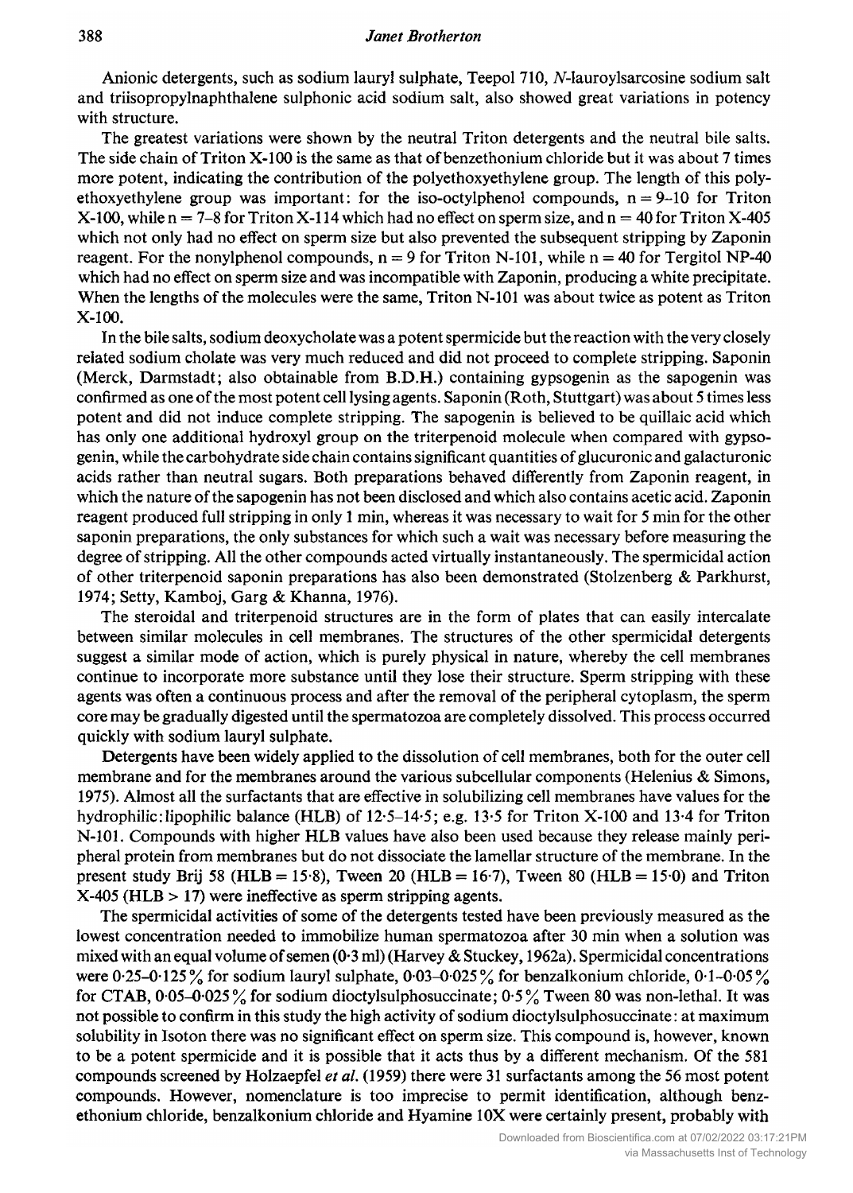Anionic detergents, such as sodium lauryl sulphate, Teepol 710, *N*-lauroylsarcosine sodium salt and triisopropylnaphthalene sulphonic acid sodium salt, also showed great variations in potency with structure.

The greatest variations were shown by the neutral Triton detergents and the neutral bile salts. The side chain of Triton X-100 is the same as that of benzethonium chloride but it was about 7 times more potent, indicating the contribution of the polyethoxyethylene group. The length of this polyethoxyethylene group was important: for the iso-octylphenol compounds, $n = 9$–$10$ for Triton X-100, while $n = 7$–$8$ for Triton X-114 which had no effect on sperm size, and $n = 40$ for Triton X-405 which not only had no effect on sperm size but also prevented the subsequent stripping by Zaponin reagent. For the nonylphenol compounds, $n = 9$ for Triton N-101, while $n = 40$ for Tergitol NP-40 which had no effect on sperm size and was incompatible with Zaponin, producing a white precipitate. When the lengths of the molecules were the same, Triton N-101 was about twice as potent as Triton X-100.

In the bile salts, sodium deoxycholate was a potent spermicide but the reaction with the very closely related sodium cholate was very much reduced and did not proceed to complete stripping. Saponin (Merck, Darmstadt; also obtainable from B.D.H.) containing gypsogenin as the sapogenin was confirmed as one of the most potent cell lysing agents. Saponin (Roth, Stuttgart) was about 5 times less potent and did not induce complete stripping. The sapogenin is believed to be quillaic acid which has only one additional hydroxyl group on the triterpenoid molecule when compared with gypsogenin, while the carbohydrate side chain contains significant quantities of glucuronic and galacturonic acids rather than neutral sugars. Both preparations behaved differently from Zaponin reagent, in which the nature of the sapogenin has not been disclosed and which also contains acetic acid. Zaponin reagent produced full stripping in only 1 min, whereas it was necessary to wait for 5 min for the other saponin preparations, the only substances for which such a wait was necessary before measuring the degree of stripping. All the other compounds acted virtually instantaneously. The spermicidal action of other triterpenoid saponin preparations has also been demonstrated (Stolzenberg & Parkhurst, 1974; Setty, Kamboj, Garg & Khanna, 1976).

The steroidal and triterpenoid structures are in the form of plates that can easily intercalate between similar molecules in cell membranes. The structures of the other spermicidal detergents suggest a similar mode of action, which is purely physical in nature, whereby the cell membranes continue to incorporate more substance until they lose their structure. Sperm stripping with these agents was often a continuous process and after the removal of the peripheral cytoplasm, the sperm core may be gradually digested until the spermatozoa are completely dissolved. This process occurred quickly with sodium lauryl sulphate.

Detergents have been widely applied to the dissolution of cell membranes, both for the outer cell membrane and for the membranes around the various subcellular components (Helenius & Simons, 1975). Almost all the surfactants that are effective in solubilizing cell membranes have values for the hydrophilic:lipophilic balance (HLB) of 12·5–14·5; e.g. 13·5 for Triton X-100 and 13·4 for Triton N-101. Compounds with higher HLB values have also been used because they release mainly peripheral protein from membranes but do not dissociate the lamellar structure of the membrane. In the present study Brij 58 (HLB = 15·8), Tween 20 (HLB = 16·7), Tween 80 (HLB = 15·0) and Triton X-405 (HLB > 17) were ineffective as sperm stripping agents.

The spermicidal activities of some of the detergents tested have been previously measured as the lowest concentration needed to immobilize human spermatozoa after 30 min when a solution was mixed with an equal volume of semen (0·3 ml) (Harvey & Stuckey, 1962a). Spermicidal concentrations were 0·25–0·125% for sodium lauryl sulphate, 0·03–0·025% for benzalkonium chloride, 0·1–0·05% for CTAB, 0·05–0·025% for sodium dioctylsulphosuccinate; 0·5% Tween 80 was non-lethal. It was not possible to confirm in this study the high activity of sodium dioctylsulphosuccinate: at maximum solubility in Isoton there was no significant effect on sperm size. This compound is, however, known to be a potent spermicide and it is possible that it acts thus by a different mechanism. Of the 581 compounds screened by Holzaepfel *et al.* (1959) there were 31 surfactants among the 56 most potent compounds. However, nomenclature is too imprecise to permit identification, although benzethonium chloride, benzalkonium chloride and Hyamine 10X were certainly present, probably with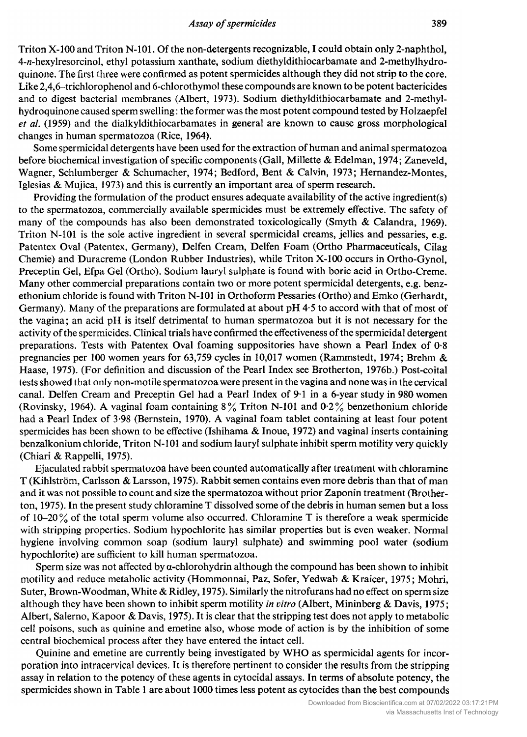Triton X-100 and Triton N-101. Of the non-detergents recognizable, I could obtain only 2-naphthol, 4-*n*-hexylresorcinol, ethyl potassium xanthate, sodium diethyldithiocarbamate and 2-methylhydroquinone. The first three were confirmed as potent spermicides although they did not strip to the core. Like 2,4,6–trichlorophenol and 6-chlorothymol these compounds are known to be potent bactericides and to digest bacterial membranes (Albert, 1973). Sodium diethyldithiocarbamate and 2-methylhydroquinone caused sperm swelling: the former was the most potent compound tested by Holzaepfel *et al.* (1959) and the dialkyldithiocarbamates in general are known to cause gross morphological changes in human spermatozoa (Rice, 1964).

Some spermicidal detergents have been used for the extraction of human and animal spermatozoa before biochemical investigation of specific components (Gall, Millette & Edelman, 1974; Zaneveld, Wagner, Schlumberger & Schumacher, 1974; Bedford, Bent & Calvin, 1973; Hernandez-Montes, Iglesias & Mujica, 1973) and this is currently an important area of sperm research.

Providing the formulation of the product ensures adequate availability of the active ingredient(s) to the spermatozoa, commercially available spermicides must be extremely effective. The safety of many of the compounds has also been demonstrated toxicologically (Smyth & Calandra, 1969). Triton N-101 is the sole active ingredient in several spermicidal creams, jellies and pessaries, e.g. Patentex Oval (Patentex, Germany), Delfen Cream, Delfen Foam (Ortho Pharmaceuticals, Cilag Chemie) and Duracreme (London Rubber Industries), while Triton X-100 occurs in Ortho-Gynol, Preceptin Gel, Efpa Gel (Ortho). Sodium lauryl sulphate is found with boric acid in Ortho-Creme. Many other commercial preparations contain two or more potent spermicidal detergents, e.g. benzethonium chloride is found with Triton N-101 in Orthoform Pessaries (Ortho) and Emko (Gerhardt, Germany). Many of the preparations are formulated at about pH 4·5 to accord with that of most of the vagina; an acid pH is itself detrimental to human spermatozoa but it is not necessary for the activity of the spermicides. Clinical trials have confirmed the effectiveness of the spermicidal detergent preparations. Tests with Patentex Oval foaming suppositories have shown a Pearl Index of 0·8 pregnancies per 100 women years for 63,759 cycles in 10,017 women (Rammstedt, 1974; Brehm & Haase, 1975). (For definition and discussion of the Pearl Index see Brotherton, 1976b.) Post-coital tests showed that only non-motile spermatozoa were present in the vagina and none was in the cervical canal. Delfen Cream and Preceptin Gel had a Pearl Index of 9·1 in a 6-year study in 980 women (Rovinsky, 1964). A vaginal foam containing 8% Triton N-101 and 0·2% benzethonium chloride had a Pearl Index of 3·98 (Bernstein, 1970). A vaginal foam tablet containing at least four potent spermicides has been shown to be effective (Ishihama & Inoue, 1972) and vaginal inserts containing benzalkonium chloride, Triton N-101 and sodium lauryl sulphate inhibit sperm motility very quickly (Chiari & Rappelli, 1975).

Ejaculated rabbit spermatozoa have been counted automatically after treatment with chloramine T (Kihlström, Carlsson & Larsson, 1975). Rabbit semen contains even more debris than that of man and it was not possible to count and size the spermatozoa without prior Zaponin treatment (Brotherton, 1975). In the present study chloramine T dissolved some of the debris in human semen but a loss of 10–20% of the total sperm volume also occurred. Chloramine T is therefore a weak spermicide with stripping properties. Sodium hypochlorite has similar properties but is even weaker. Normal hygiene involving common soap (sodium lauryl sulphate) and swimming pool water (sodium hypochlorite) are sufficient to kill human spermatozoa.

Sperm size was not affected by α-chlorohydrin although the compound has been shown to inhibit motility and reduce metabolic activity (Hommonnai, Paz, Sofer, Yedwab & Kraicer, 1975; Mohri, Suter, Brown-Woodman, White & Ridley, 1975). Similarly the nitrofurans had no effect on sperm size although they have been shown to inhibit sperm motility *in vitro* (Albert, Mininberg & Davis, 1975; Albert, Salerno, Kapoor & Davis, 1975). It is clear that the stripping test does not apply to metabolic cell poisons, such as quinine and emetine also, whose mode of action is by the inhibition of some central biochemical process after they have entered the intact cell.

Quinine and emetine are currently being investigated by WHO as spermicidal agents for incorporation into intracervical devices. It is therefore pertinent to consider the results from the stripping assay in relation to the potency of these agents in cytocidal assays. In terms of absolute potency, the spermicides shown in Table 1 are about 1000 times less potent as cytocides than the best compounds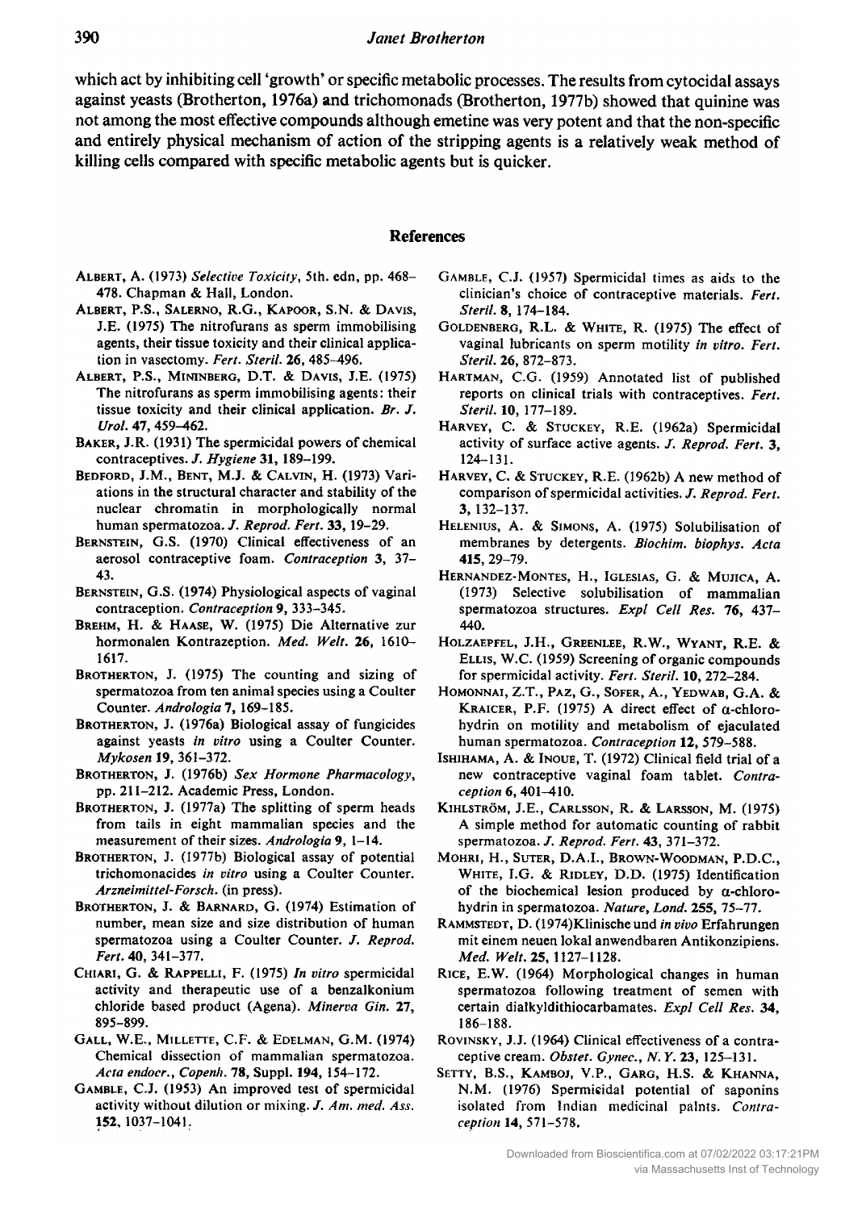which act by inhibiting cell 'growth' or specific metabolic processes. The results from cytocidal assays against yeasts (Brotherton, 1976a) and trichomonads (Brotherton, 1977b) showed that quinine was not among the most effective compounds although emetine was very potent and that the non-specific and entirely physical mechanism of action of the stripping agents is a relatively weak method of killing cells compared with specific metabolic agents but is quicker.

## References

Albert, A. (1973) *Selective Toxicity*, 5th. edn, pp. 468–478. Chapman & Hall, London.

Albert, P.S., Salerno, R.G., Kapoor, S.N. & Davis, J.E. (1975) The nitrofurans as sperm immobilising agents, their tissue toxicity and their clinical application in vasectomy. *Fert. Steril.* **26**, 485–496.

Albert, P.S., Mininberg, D.T. & Davis, J.E. (1975) The nitrofurans as sperm immobilising agents: their tissue toxicity and their clinical application. *Br. J. Urol.* **47**, 459–462.

Baker, J.R. (1931) The spermicidal powers of chemical contraceptives. *J. Hygiene* **31**, 189–199.

Bedford, J.M., Bent, M.J. & Calvin, H. (1973) Variations in the structural character and stability of the nuclear chromatin in morphologically normal human spermatozoa. *J. Reprod. Fert.* **33**, 19–29.

Bernstein, G.S. (1970) Clinical effectiveness of an aerosol contraceptive foam. *Contraception* **3**, 37–43.

Bernstein, G.S. (1974) Physiological aspects of vaginal contraception. *Contraception* **9**, 333–345.

Brehm, H. & Haase, W. (1975) Die Alternative zur hormonalen Kontrazeption. *Med. Welt.* **26**, 1610–1617.

Brotherton, J. (1975) The counting and sizing of spermatozoa from ten animal species using a Coulter Counter. *Andrologia* **7**, 169–185.

Brotherton, J. (1976a) Biological assay of fungicides against yeasts *in vitro* using a Coulter Counter. *Mykosen* **19**, 361–372.

Brotherton, J. (1976b) *Sex Hormone Pharmacology*, pp. 211–212. Academic Press, London.

Brotherton, J. (1977a) The splitting of sperm heads from tails in eight mammalian species and the measurement of their sizes. *Andrologia* **9**, 1–14.

Brotherton, J. (1977b) Biological assay of potential trichomonacides *in vitro* using a Coulter Counter. *Arzneimittel-Forsch.* (in press).

Brotherton, J. & Barnard, G. (1974) Estimation of number, mean size and size distribution of human spermatozoa using a Coulter Counter. *J. Reprod. Fert.* **40**, 341–377.

Chiari, G. & Rappelli, F. (1975) *In vitro* spermicidal activity and therapeutic use of a benzalkonium chloride based product (Agena). *Minerva Gin.* **27**, 895–899.

Gall, W.E., Millette, C.F. & Edelman, G.M. (1974) Chemical dissection of mammalian spermatozoa. *Acta endocr., Copenh.* **78**, Suppl. **194**, 154–172.

Gamble, C.J. (1953) An improved test of spermicidal activity without dilution or mixing. *J. Am. med. Ass.* **152**, 1037–1041.

Gamble, C.J. (1957) Spermicidal times as aids to the clinician's choice of contraceptive materials. *Fert. Steril.* **8**, 174–184.

Goldenberg, R.L. & White, R. (1975) The effect of vaginal lubricants on sperm motility *in vitro*. *Fert. Steril.* **26**, 872–873.

Hartman, C.G. (1959) Annotated list of published reports on clinical trials with contraceptives. *Fert. Steril.* **10**, 177–189.

Harvey, C. & Stuckey, R.E. (1962a) Spermicidal activity of surface active agents. *J. Reprod. Fert.* **3**, 124–131.

Harvey, C. & Stuckey, R.E. (1962b) A new method of comparison of spermicidal activities. *J. Reprod. Fert.* **3**, 132–137.

Helenius, A. & Simons, A. (1975) Solubilisation of membranes by detergents. *Biochim. biophys. Acta* **415**, 29–79.

Hernandez-Montes, H., Iglesias, G. & Mujica, A. (1973) Selective solubilisation of mammalian spermatozoa structures. *Expl Cell Res.* **76**, 437–440.

Holzaepfel, J.H., Greenlee, R.W., Wyant, R.E. & Ellis, W.C. (1959) Screening of organic compounds for spermicidal activity. *Fert. Steril.* **10**, 272–284.

Homonnai, Z.T., Paz, G., Sofer, A., Yedwab, G.A. & Kraicer, P.F. (1975) A direct effect of α-chlorohydrin on motility and metabolism of ejaculated human spermatozoa. *Contraception* **12**, 579–588.

Ishihama, A. & Inoue, T. (1972) Clinical field trial of a new contraceptive vaginal foam tablet. *Contraception* **6**, 401–410.

Kihlström, J.E., Carlsson, R. & Larsson, M. (1975) A simple method for automatic counting of rabbit spermatozoa. *J. Reprod. Fert.* **43**, 371–372.

Mohri, H., Suter, D.A.I., Brown-Woodman, P.D.C., White, I.G. & Ridley, D.D. (1975) Identification of the biochemical lesion produced by α-chlorohydrin in spermatozoa. *Nature, Lond.* **255**, 75–77.

Rammstedt, D. (1974) Klinische und *in vivo* Erfahrungen mit einem neuen lokal anwendbaren Antikonzipiens. *Med. Welt.* **25**, 1127–1128.

Rice, E.W. (1964) Morphological changes in human spermatozoa following treatment of semen with certain dialkyldithiocarbamates. *Expl Cell Res.* **34**, 186–188.

Rovinsky, J.J. (1964) Clinical effectiveness of a contraceptive cream. *Obstet. Gynec., N.Y.* **23**, 125–131.

Setty, B.S., Kamboj, V.P., Garg, H.S. & Khanna, N.M. (1976) Spermicidal potential of saponins isolated from Indian medicinal palnts. *Contraception* **14**, 571–578.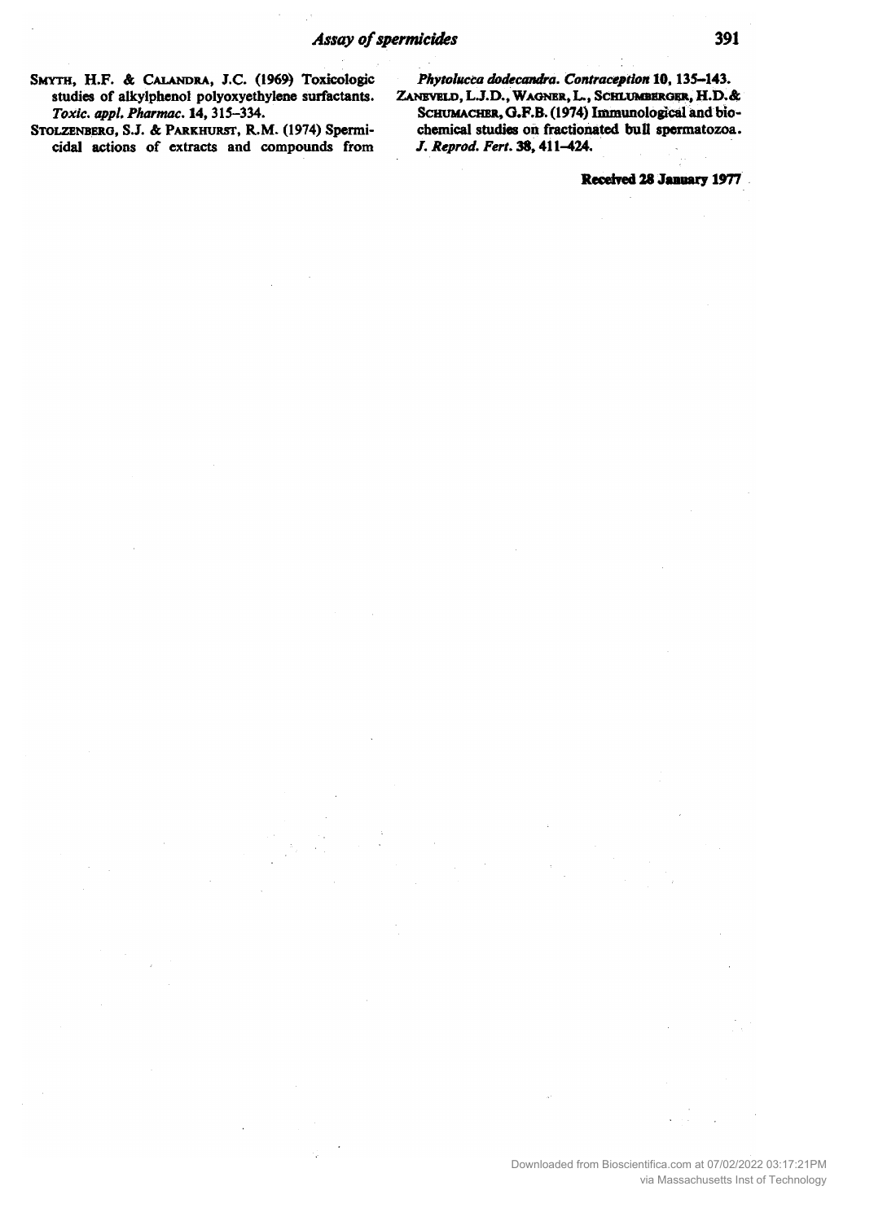SMYTH, H.F. & CALANDRA, J.C. (1969) Toxicologic studies of alkylphenol polyoxyethylene surfactants. *Toxic. appl. Pharmac.* **14**, 315–334.

STOLZENBERG, S.J. & PARKHURST, R.M. (1974) Spermicidal actions of extracts and compounds from *Phytolucca dodecandra*. *Contraception* **10**, 135–143.

ZANEVELD, L.J.D., WAGNER, L., SCHLUMBERGER, H.D. & SCHUMACHER, G.F.B. (1974) Immunological and biochemical studies on fractionated bull spermatozoa. *J. Reprod. Fert.* **38**, 411–424.

**Received 28 January 1977**